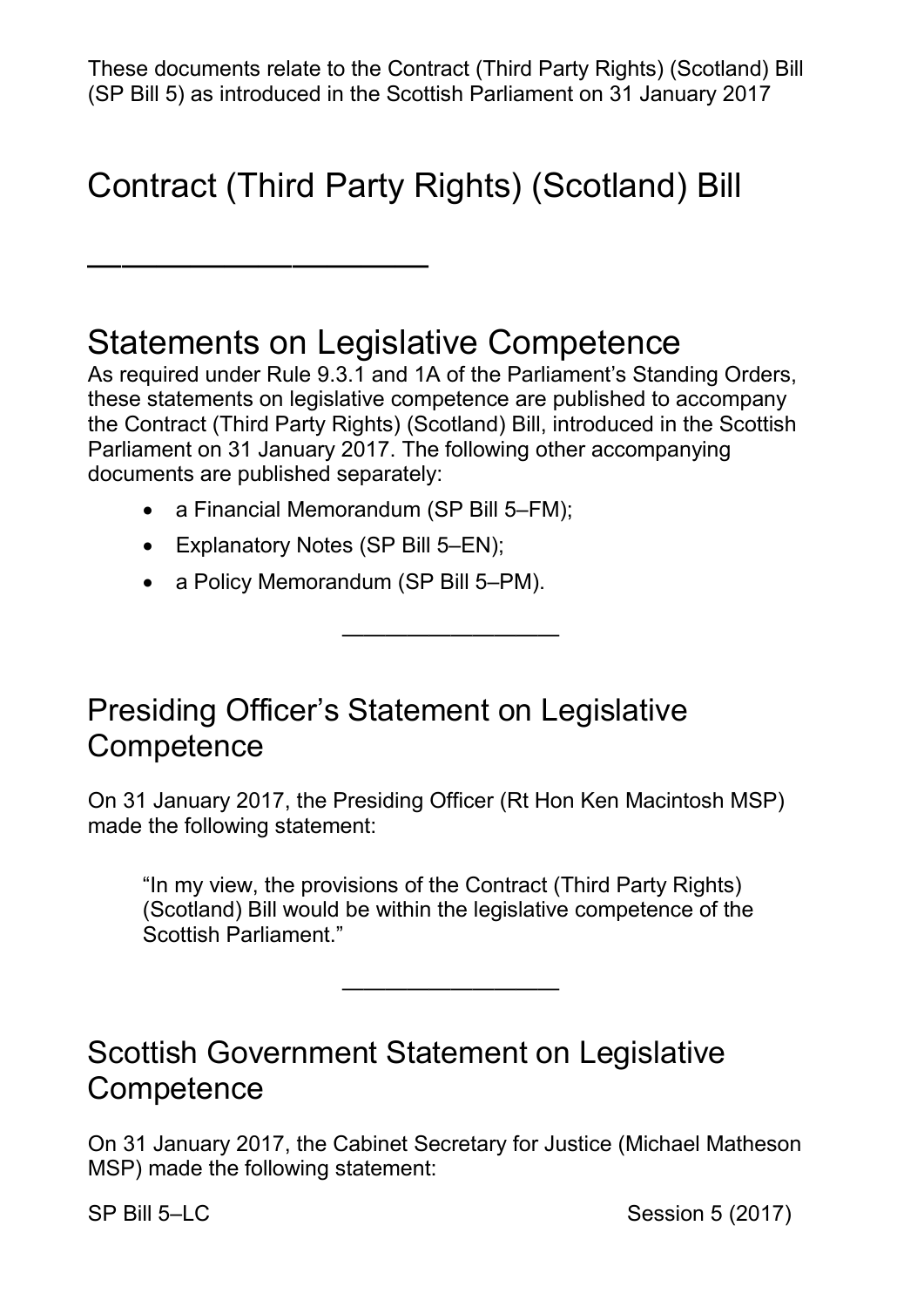These documents relate to the Contract (Third Party Rights) (Scotland) Bill (SP Bill 5) as introduced in the Scottish Parliament on 31 January 2017

# Contract (Third Party Rights) (Scotland) Bill

---

## Statements on Legislative Competence

As required under Rule 9.3.1 and 1A of the Parliament's Standing Orders, these statements on legislative competence are published to accompany the Contract (Third Party Rights) (Scotland) Bill, introduced in the Scottish Parliament on 31 January 2017. The following other accompanying documents are published separately:

- a Financial Memorandum (SP Bill 5–FM);
- Explanatory Notes (SP Bill 5–EN);
- a Policy Memorandum (SP Bill 5–PM).

---

## Presiding Officer's Statement on Legislative Competence

On 31 January 2017, the Presiding Officer (Rt Hon Ken Macintosh MSP) made the following statement:

> "In my view, the provisions of the Contract (Third Party Rights) (Scotland) Bill would be within the legislative competence of the Scottish Parliament."

---

## Scottish Government Statement on Legislative Competence

On 31 January 2017, the Cabinet Secretary for Justice (Michael Matheson MSP) made the following statement:

SP Bill 5–LC Session 5 (2017)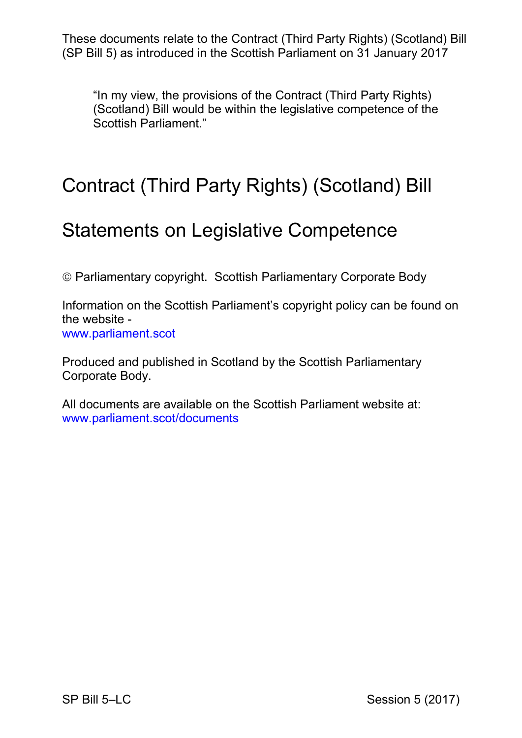These documents relate to the Contract (Third Party Rights) (Scotland) Bill (SP Bill 5) as introduced in the Scottish Parliament on 31 January 2017

> "In my view, the provisions of the Contract (Third Party Rights) (Scotland) Bill would be within the legislative competence of the Scottish Parliament."

# Contract (Third Party Rights) (Scotland) Bill

# Statements on Legislative Competence

© Parliamentary copyright. Scottish Parliamentary Corporate Body

Information on the Scottish Parliament's copyright policy can be found on the website -
www.parliament.scot

Produced and published in Scotland by the Scottish Parliamentary Corporate Body.

All documents are available on the Scottish Parliament website at:
www.parliament.scot/documents

SP Bill 5–LC Session 5 (2017)